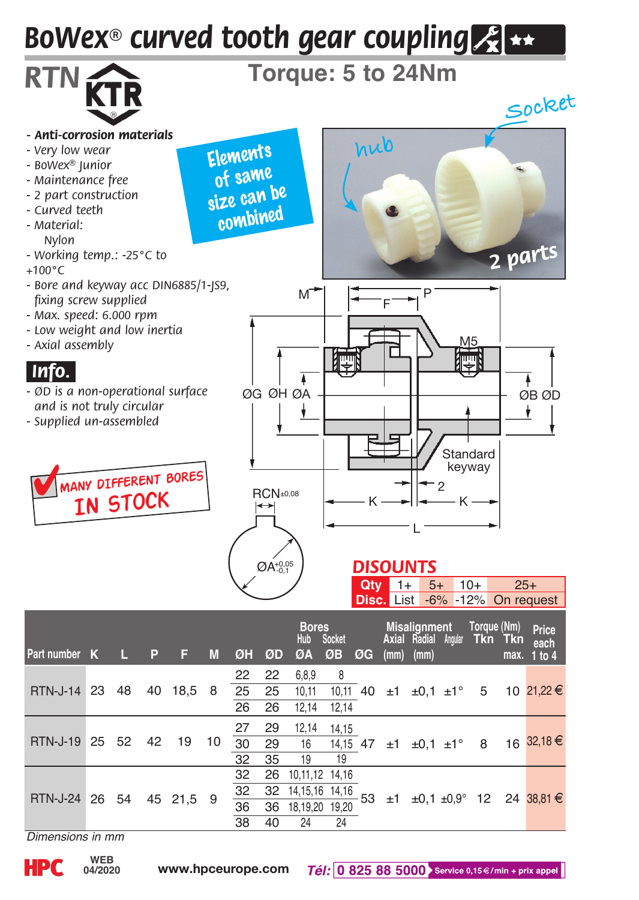# BoWex® curved tooth gear coupling

## RTN

**Torque: 5 to 24Nm**

- ***Anti-corrosion materials***
- *Very low wear*
- *BoWex® Junior*
- *Maintenance free*
- *2 part construction*
- *Curved teeth*
- *Material: Nylon*
- *Working temp.: -25°C to +100°C*
- *Bore and keyway acc DIN6885/1-JS9, fixing screw supplied*
- *Max. speed: 6.000 rpm*
- *Low weight and low inertia*
- *Axial assembly*

Elements of same size can be combined

hub

Socket

2 parts

### Info.

- *ØD is a non-operational surface and is not truly circular*
- *Supplied un-assembled*

MANY DIFFERENT BORES IN STOCK

M, F, P, M5, ØG, ØH, ØA, ØB, ØD, Standard keyway, 2, K, K, L, RCN±0,08, $ØA^{+0,05}_{-0,1}$

### DISCOUNTS

| Qty | 1+ | 5+ | 10+ | 25+ |
|---|---|---|---|---|
| Disc. | List | -6% | -12% | On request |

| Part number | K | L | P | F | M | ØH | ØD | Bores Hub ØA | Bores Socket ØB | ØG | Misalignment Axial (mm) | Misalignment Radial (mm) | Misalignment Angular | Torque (Nm) Tkn | Torque (Nm) Tkn max. | Price each 1 to 4 |
|---|---|---|---|---|---|---|---|---|---|---|---|---|---|---|---|---|
| RTN-J-14 | 23 | 48 | 40 | 18,5 | 8 | 22 | 22 | 6,8,9 | 8 | 40 | ±1 | ±0,1 | ±1° | 5 | 10 | 21,22 € |
| | | | | | | 25 | 25 | 10,11 | 10,11 | | | | | | | |
| | | | | | | 26 | 26 | 12,14 | 12,14 | | | | | | | |
| RTN-J-19 | 25 | 52 | 42 | 19 | 10 | 27 | 29 | 12,14 | 14,15 | 47 | ±1 | ±0,1 | ±1° | 8 | 16 | 32,18 € |
| | | | | | | 30 | 29 | 16 | 14,15 | | | | | | | |
| | | | | | | 32 | 35 | 19 | 19 | | | | | | | |
| RTN-J-24 | 26 | 54 | 45 | 21,5 | 9 | 32 | 26 | 10,11,12 | 14,16 | 53 | ±1 | ±0,1 | ±0,9° | 12 | 24 | 38,81 € |
| | | | | | | 32 | 32 | 14,15,16 | 14,16 | | | | | | | |
| | | | | | | 36 | 36 | 18,19,20 | 19,20 | | | | | | | |
| | | | | | | 38 | 40 | 24 | 24 | | | | | | | |

*Dimensions in mm*

HPC WEB 04/2020 www.hpceurope.com *Tél:* 0 825 88 5000 Service 0,15 €/min + prix appel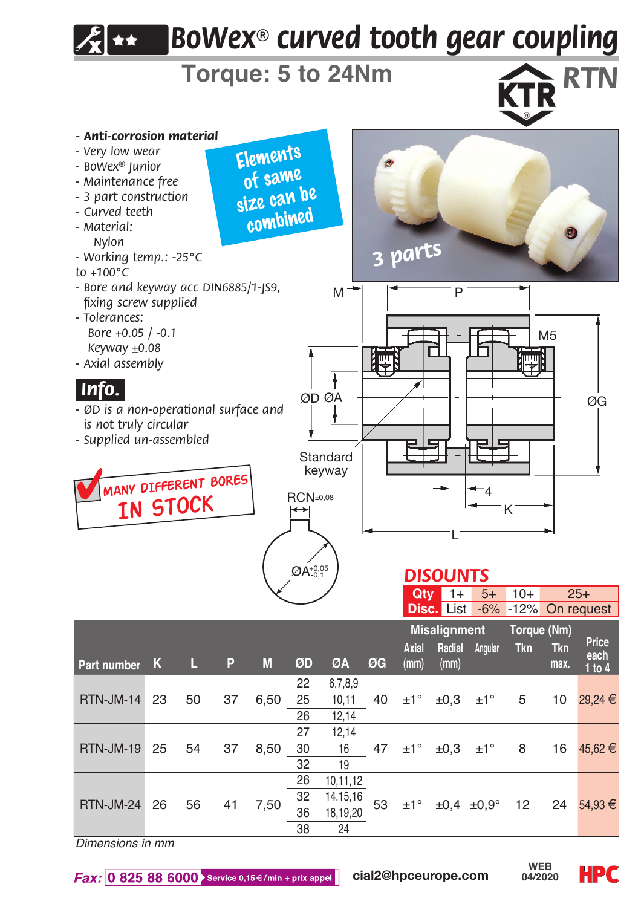# BoWex® curved tooth gear coupling

## Torque: 5 to 24Nm

RTN

- ***Anti-corrosion material***
- *Very low wear*
- *BoWex® Junior*
- *Maintenance free*
- *3 part construction*
- *Curved teeth*
- *Material: Nylon*
- *Working temp.: -25°C to +100°C*
- *Bore and keyway acc DIN6885/1-JS9, fixing screw supplied*
- *Tolerances:*
  - *Bore +0.05 / -0.1*
  - *Keyway ±0.08*
- *Axial assembly*

**Elements of same size can be combined**

3 parts

### Info.

- *ØD is a non-operational surface and is not truly circular*
- *Supplied un-assembled*

MANY DIFFERENT BORES IN STOCK

M, P, M5, ØD, ØA, ØG, Standard keyway, 4, K, L, RCN±0,08, $ØA^{+0,05}_{-0,1}$

## DISOUNTS

| Qty | 1+ | 5+ | 10+ | 25+ |
|---|---|---|---|---|
| Disc. | List | -6% | -12% | On request |

| Part number | K | L | P | M | ØD | ØA | ØG | Misalignment Axial (mm) | Misalignment Radial (mm) | Misalignment Angular | Torque (Nm) Tkn | Torque (Nm) Tkn max. | Price each 1 to 4 |
|---|---|---|---|---|---|---|---|---|---|---|---|---|---|
| RTN-JM-14 | 23 | 50 | 37 | 6,50 | 22 | 6,7,8,9 | 40 | ±1° | ±0,3 | ±1° | 5 | 10 | 29,24 € |
| | | | | | 25 | 10,11 | | | | | | | |
| | | | | | 26 | 12,14 | | | | | | | |
| RTN-JM-19 | 25 | 54 | 37 | 8,50 | 27 | 12,14 | 47 | ±1° | ±0,3 | ±1° | 8 | 16 | 45,62 € |
| | | | | | 30 | 16 | | | | | | | |
| | | | | | 32 | 19 | | | | | | | |
| RTN-JM-24 | 26 | 56 | 41 | 7,50 | 26 | 10,11,12 | 53 | ±1° | ±0,4 | ±0,9° | 12 | 24 | 54,93 € |
| | | | | | 32 | 14,15,16 | | | | | | | |
| | | | | | 36 | 18,19,20 | | | | | | | |
| | | | | | 38 | 24 | | | | | | | |

*Dimensions in mm*

*Fax:* 0 825 88 6000 Service 0,15 €/min + prix appel — cial2@hpceurope.com — WEB 04/2020 — HPC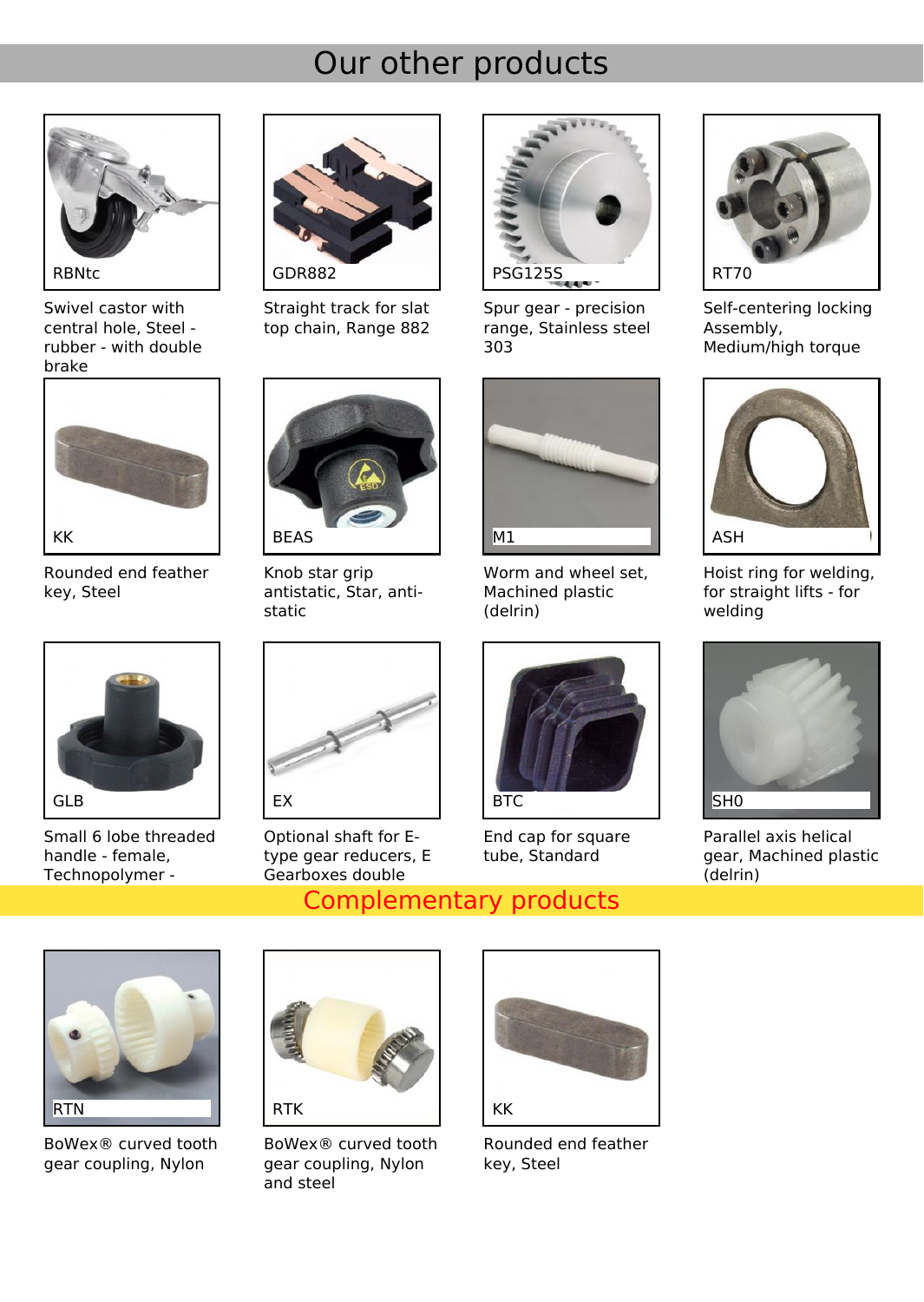# Our other products

RBNtc

Swivel castor with central hole, Steel - rubber - with double brake

GDR882

Straight track for slat top chain, Range 882

PSG125S

Spur gear - precision range, Stainless steel 303

RT70

Self-centering locking Assembly, Medium/high torque

KK

Rounded end feather key, Steel

BEAS

Knob star grip antistatic, Star, anti-static

M1

Worm and wheel set, Machined plastic (delrin)

ASH

Hoist ring for welding, for straight lifts - for welding

GLB

Small 6 lobe threaded handle - female, Technopolymer -

EX

Optional shaft for E-type gear reducers, E Gearboxes double

BTC

End cap for square tube, Standard

SH0

Parallel axis helical gear, Machined plastic (delrin)

# Complementary products

RTN

BoWex® curved tooth gear coupling, Nylon

RTK

BoWex® curved tooth gear coupling, Nylon and steel

KK

Rounded end feather key, Steel